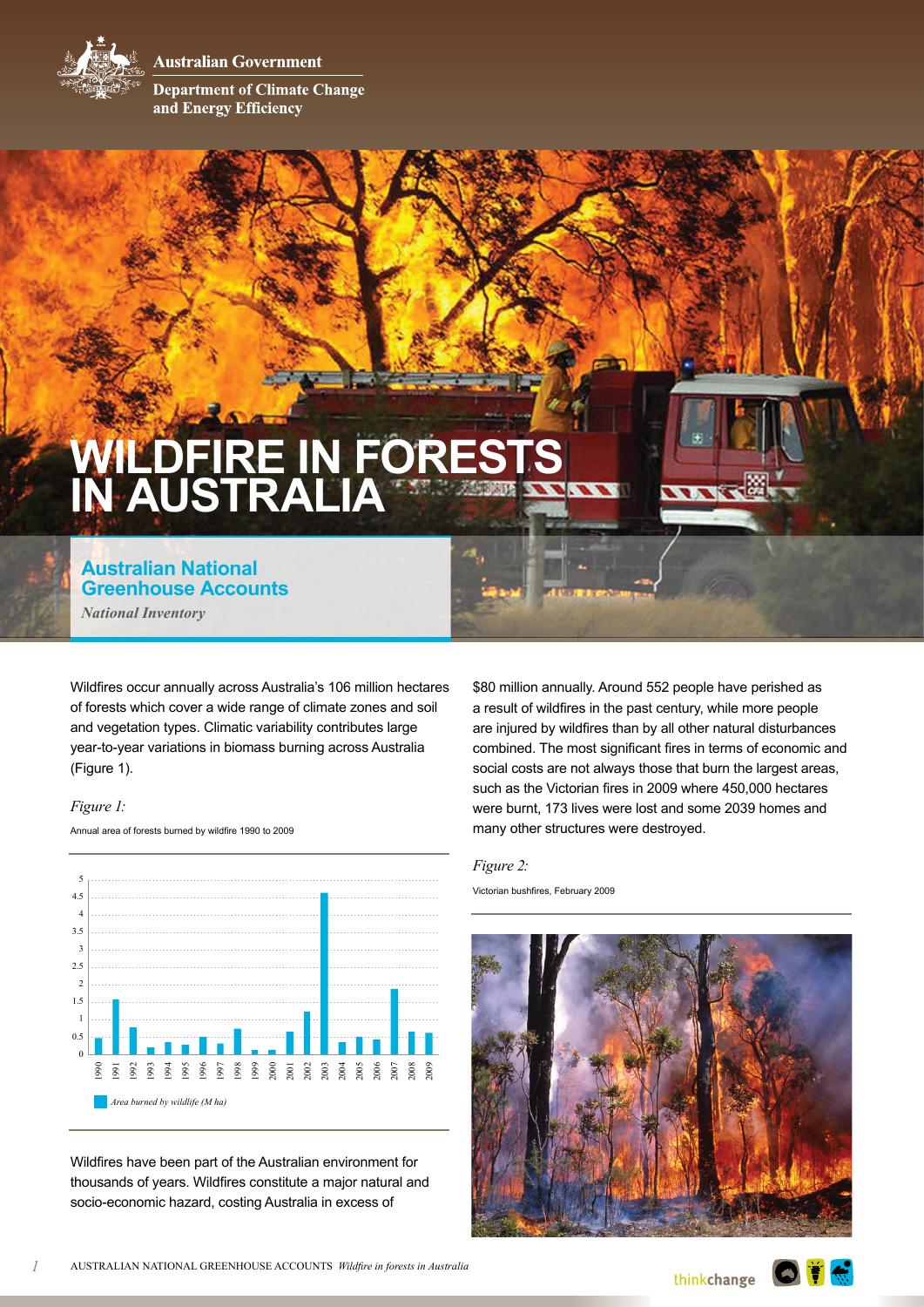Australian Government

Department of Climate Change and Energy Efficiency

# WILDFIRE IN FORESTS IN AUSTRALIA

## Australian National Greenhouse Accounts

*National Inventory*

Wildfires occur annually across Australia's 106 million hectares of forests which cover a wide range of climate zones and soil and vegetation types. Climatic variability contributes large year-to-year variations in biomass burning across Australia (Figure 1).

*Figure 1:*

Annual area of forests burned by wildfire 1990 to 2009

*Area burned by wildlife (M ha)*

Wildfires have been part of the Australian environment for thousands of years. Wildfires constitute a major natural and socio-economic hazard, costing Australia in excess of $80 million annually. Around 552 people have perished as a result of wildfires in the past century, while more people are injured by wildfires than by all other natural disturbances combined. The most significant fires in terms of economic and social costs are not always those that burn the largest areas, such as the Victorian fires in 2009 where 450,000 hectares were burnt, 173 lives were lost and some 2039 homes and many other structures were destroyed.

*Figure 2:*

Victorian bushfires, February 2009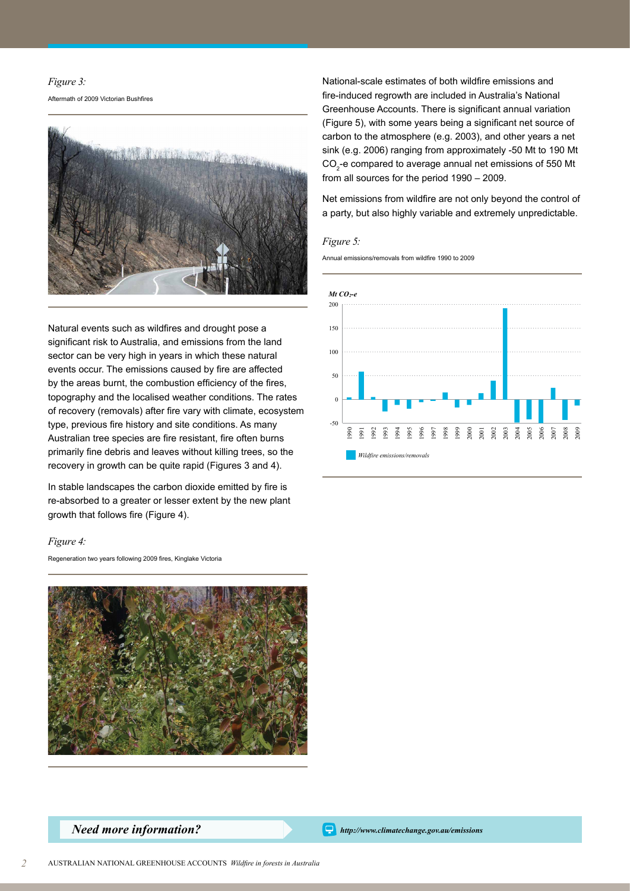*Figure 3:*

Aftermath of 2009 Victorian Bushfires

Natural events such as wildfires and drought pose a significant risk to Australia, and emissions from the land sector can be very high in years in which these natural events occur. The emissions caused by fire are affected by the areas burnt, the combustion efficiency of the fires, topography and the localised weather conditions. The rates of recovery (removals) after fire vary with climate, ecosystem type, previous fire history and site conditions. As many Australian tree species are fire resistant, fire often burns primarily fine debris and leaves without killing trees, so the recovery in growth can be quite rapid (Figures 3 and 4).

In stable landscapes the carbon dioxide emitted by fire is re-absorbed to a greater or lesser extent by the new plant growth that follows fire (Figure 4).

*Figure 4:*

Regeneration two years following 2009 fires, Kinglake Victoria

National-scale estimates of both wildfire emissions and fire-induced regrowth are included in Australia's National Greenhouse Accounts. There is significant annual variation (Figure 5), with some years being a significant net source of carbon to the atmosphere (e.g. 2003), and other years a net sink (e.g. 2006) ranging from approximately -50 Mt to 190 Mt $CO_2$-e compared to average annual net emissions of 550 Mt from all sources for the period 1990 – 2009.

Net emissions from wildfire are not only beyond the control of a party, but also highly variable and extremely unpredictable.

*Figure 5:*

Annual emissions/removals from wildfire 1990 to 2009

*Mt $CO_2$-e*

200
150
100
50
0
-50

1990 1991 1992 1993 1994 1995 1996 1997 1998 1999 2000 2001 2002 2003 2004 2005 2006 2007 2008 2009

*Wildfire emissions/removals*

***Need more information?*** ***http://www.climatechange.gov.au/emissions***